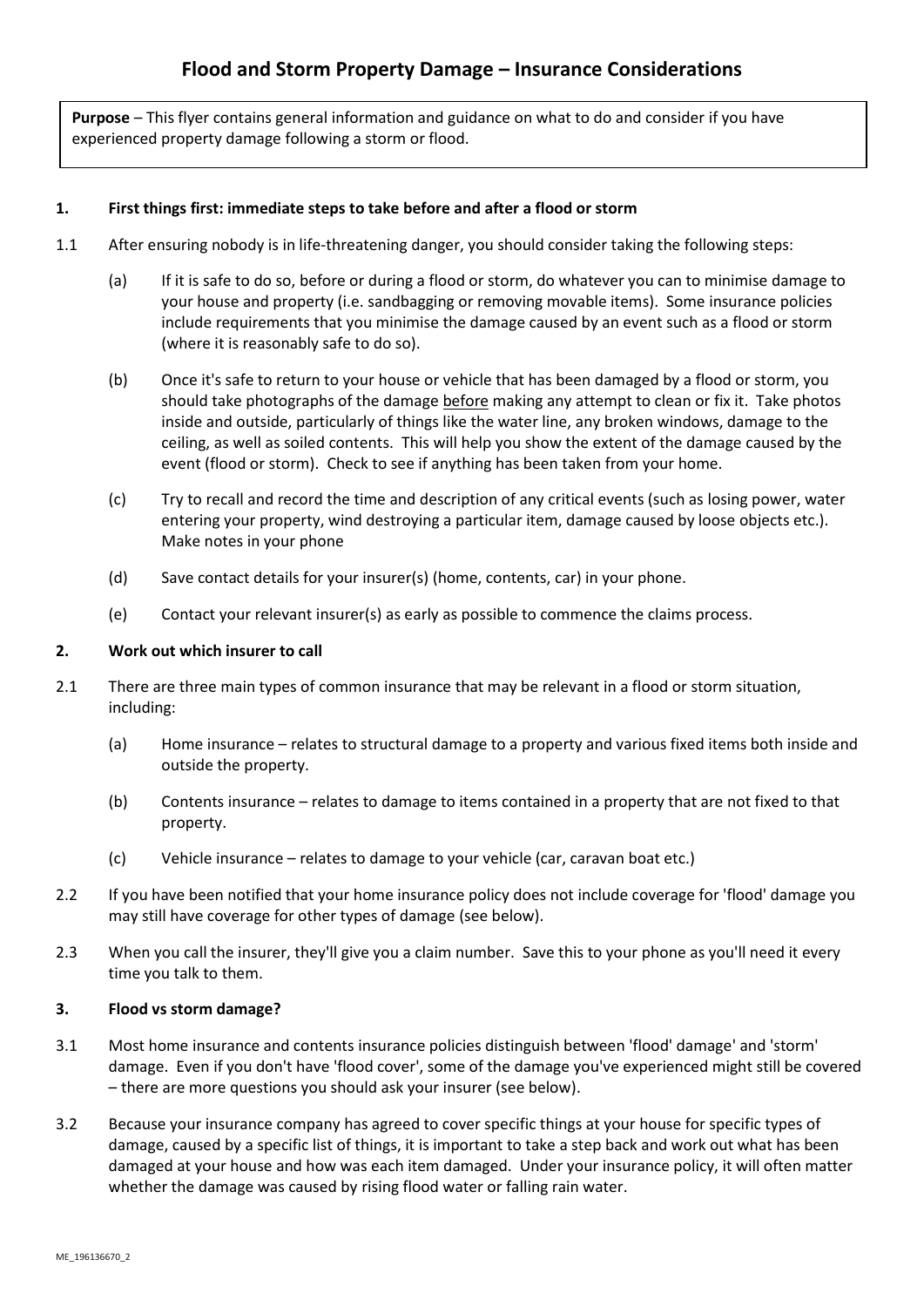# Flood and Storm Property Damage – Insurance Considerations

**Purpose** – This flyer contains general information and guidance on what to do and consider if you have experienced property damage following a storm or flood.

## 1. First things first: immediate steps to take before and after a flood or storm

1.1 After ensuring nobody is in life-threatening danger, you should consider taking the following steps:

(a) If it is safe to do so, before or during a flood or storm, do whatever you can to minimise damage to your house and property (i.e. sandbagging or removing movable items). Some insurance policies include requirements that you minimise the damage caused by an event such as a flood or storm (where it is reasonably safe to do so).

(b) Once it's safe to return to your house or vehicle that has been damaged by a flood or storm, you should take photographs of the damage <u>before</u> making any attempt to clean or fix it. Take photos inside and outside, particularly of things like the water line, any broken windows, damage to the ceiling, as well as soiled contents. This will help you show the extent of the damage caused by the event (flood or storm). Check to see if anything has been taken from your home.

(c) Try to recall and record the time and description of any critical events (such as losing power, water entering your property, wind destroying a particular item, damage caused by loose objects etc.). Make notes in your phone

(d) Save contact details for your insurer(s) (home, contents, car) in your phone.

(e) Contact your relevant insurer(s) as early as possible to commence the claims process.

## 2. Work out which insurer to call

2.1 There are three main types of common insurance that may be relevant in a flood or storm situation, including:

(a) Home insurance – relates to structural damage to a property and various fixed items both inside and outside the property.

(b) Contents insurance – relates to damage to items contained in a property that are not fixed to that property.

(c) Vehicle insurance – relates to damage to your vehicle (car, caravan boat etc.)

2.2 If you have been notified that your home insurance policy does not include coverage for 'flood' damage you may still have coverage for other types of damage (see below).

2.3 When you call the insurer, they'll give you a claim number. Save this to your phone as you'll need it every time you talk to them.

## 3. Flood vs storm damage?

3.1 Most home insurance and contents insurance policies distinguish between 'flood' damage' and 'storm' damage. Even if you don't have 'flood cover', some of the damage you've experienced might still be covered – there are more questions you should ask your insurer (see below).

3.2 Because your insurance company has agreed to cover specific things at your house for specific types of damage, caused by a specific list of things, it is important to take a step back and work out what has been damaged at your house and how was each item damaged. Under your insurance policy, it will often matter whether the damage was caused by rising flood water or falling rain water.

ME_196136670_2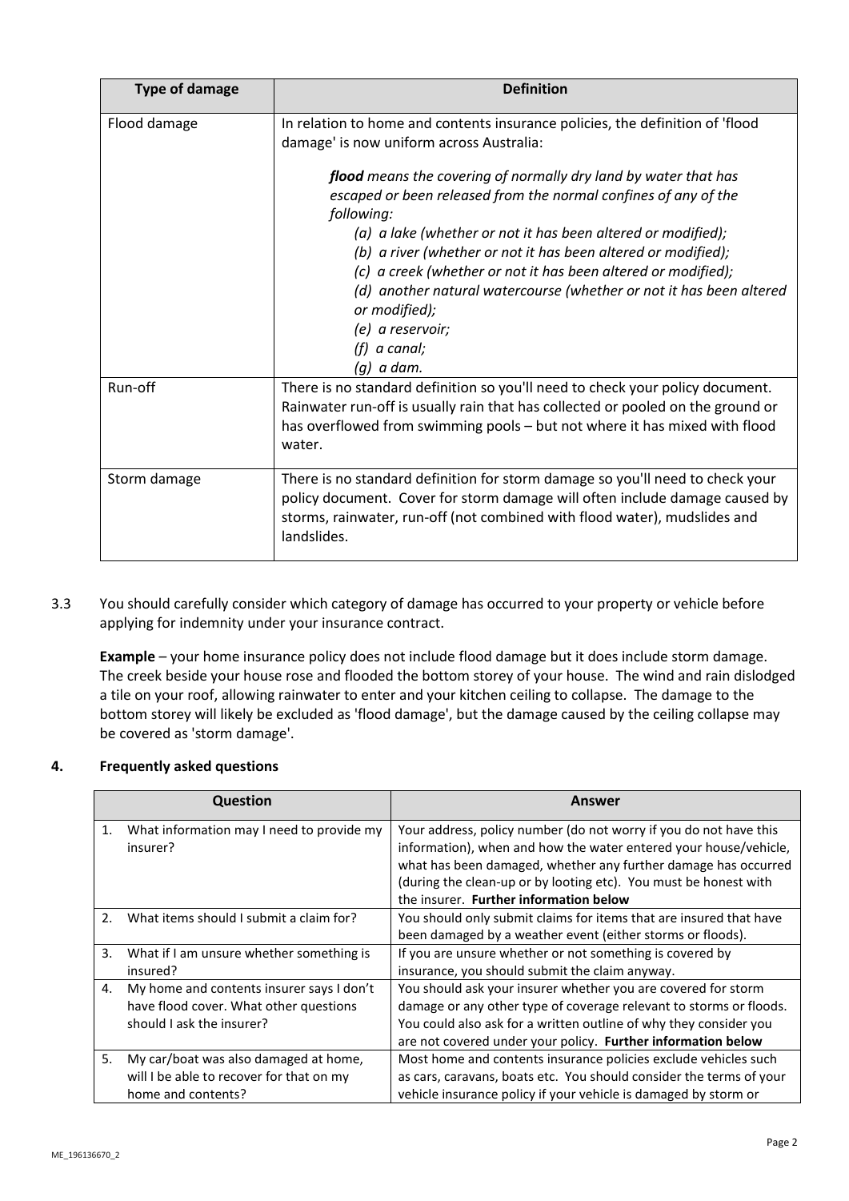| Type of damage | Definition |
| --- | --- |
| Flood damage | In relation to home and contents insurance policies, the definition of 'flood damage' is now uniform across Australia:<br><br>***flood*** *means the covering of normally dry land by water that has escaped or been released from the normal confines of any of the following:*<br>*(a) a lake (whether or not it has been altered or modified);*<br>*(b) a river (whether or not it has been altered or modified);*<br>*(c) a creek (whether or not it has been altered or modified);*<br>*(d) another natural watercourse (whether or not it has been altered or modified);*<br>*(e) a reservoir;*<br>*(f) a canal;*<br>*(g) a dam.* |
| Run-off | There is no standard definition so you'll need to check your policy document. Rainwater run-off is usually rain that has collected or pooled on the ground or has overflowed from swimming pools – but not where it has mixed with flood water. |
| Storm damage | There is no standard definition for storm damage so you'll need to check your policy document. Cover for storm damage will often include damage caused by storms, rainwater, run-off (not combined with flood water), mudslides and landslides. |

3.3 You should carefully consider which category of damage has occurred to your property or vehicle before applying for indemnity under your insurance contract.

**Example** – your home insurance policy does not include flood damage but it does include storm damage. The creek beside your house rose and flooded the bottom storey of your house. The wind and rain dislodged a tile on your roof, allowing rainwater to enter and your kitchen ceiling to collapse. The damage to the bottom storey will likely be excluded as 'flood damage', but the damage caused by the ceiling collapse may be covered as 'storm damage'.

## 4. Frequently asked questions

| Question | Answer |
| --- | --- |
| 1. What information may I need to provide my insurer? | Your address, policy number (do not worry if you do not have this information), when and how the water entered your house/vehicle, what has been damaged, whether any further damage has occurred (during the clean-up or by looting etc). You must be honest with the insurer. **Further information below** |
| 2. What items should I submit a claim for? | You should only submit claims for items that are insured that have been damaged by a weather event (either storms or floods). |
| 3. What if I am unsure whether something is insured? | If you are unsure whether or not something is covered by insurance, you should submit the claim anyway. |
| 4. My home and contents insurer says I don't have flood cover. What other questions should I ask the insurer? | You should ask your insurer whether you are covered for storm damage or any other type of coverage relevant to storms or floods. You could also ask for a written outline of why they consider you are not covered under your policy. **Further information below** |
| 5. My car/boat was also damaged at home, will I be able to recover for that on my home and contents? | Most home and contents insurance policies exclude vehicles such as cars, caravans, boats etc. You should consider the terms of your vehicle insurance policy if your vehicle is damaged by storm or |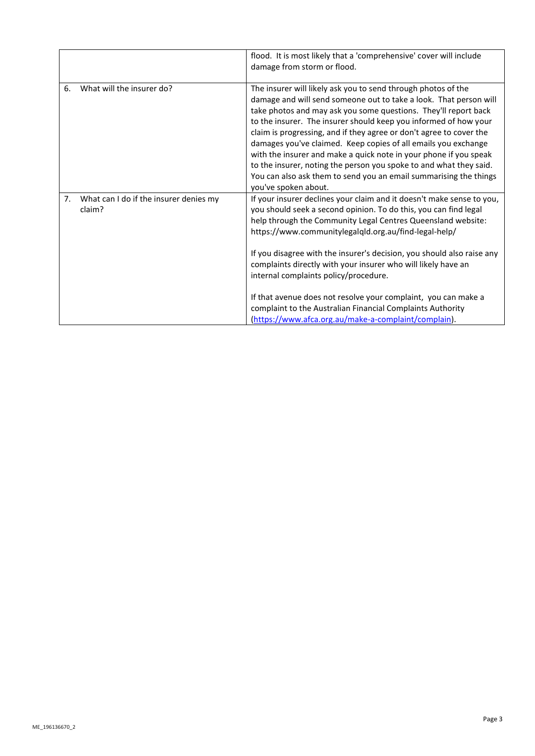| | |
|---|---|
| | flood. It is most likely that a 'comprehensive' cover will include damage from storm or flood. |
| 6. What will the insurer do? | The insurer will likely ask you to send through photos of the damage and will send someone out to take a look. That person will take photos and may ask you some questions. They'll report back to the insurer. The insurer should keep you informed of how your claim is progressing, and if they agree or don't agree to cover the damages you've claimed. Keep copies of all emails you exchange with the insurer and make a quick note in your phone if you speak to the insurer, noting the person you spoke to and what they said. You can also ask them to send you an email summarising the things you've spoken about. |
| 7. What can I do if the insurer denies my claim? | If your insurer declines your claim and it doesn't make sense to you, you should seek a second opinion. To do this, you can find legal help through the Community Legal Centres Queensland website: https://www.communitylegalqld.org.au/find-legal-help/<br><br>If you disagree with the insurer's decision, you should also raise any complaints directly with your insurer who will likely have an internal complaints policy/procedure.<br><br>If that avenue does not resolve your complaint, you can make a complaint to the Australian Financial Complaints Authority ([https://www.afca.org.au/make-a-complaint/complain](https://www.afca.org.au/make-a-complaint/complain)). |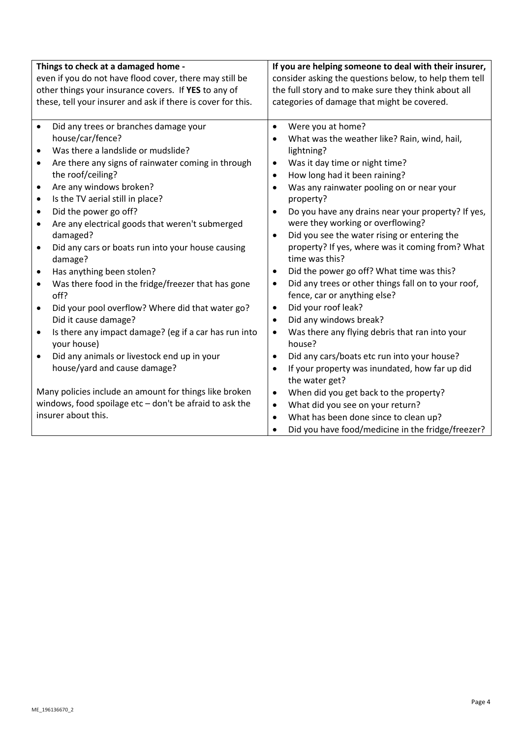| **Things to check at a damaged home -** even if you do not have flood cover, there may still be other things your insurance covers. If **YES** to any of these, tell your insurer and ask if there is cover for this. | **If you are helping someone to deal with their insurer,** consider asking the questions below, to help them tell the full story and to make sure they think about all categories of damage that might be covered. |
|---|---|
| • Did any trees or branches damage your house/car/fence?<br>• Was there a landslide or mudslide?<br>• Are there any signs of rainwater coming in through the roof/ceiling?<br>• Are any windows broken?<br>• Is the TV aerial still in place?<br>• Did the power go off?<br>• Are any electrical goods that weren't submerged damaged?<br>• Did any cars or boats run into your house causing damage?<br>• Has anything been stolen?<br>• Was there food in the fridge/freezer that has gone off?<br>• Did your pool overflow? Where did that water go? Did it cause damage?<br>• Is there any impact damage? (eg if a car has run into your house)<br>• Did any animals or livestock end up in your house/yard and cause damage?<br><br>Many policies include an amount for things like broken windows, food spoilage etc – don't be afraid to ask the insurer about this. | • Were you at home?<br>• What was the weather like? Rain, wind, hail, lightning?<br>• Was it day time or night time?<br>• How long had it been raining?<br>• Was any rainwater pooling on or near your property?<br>• Do you have any drains near your property? If yes, were they working or overflowing?<br>• Did you see the water rising or entering the property? If yes, where was it coming from? What time was this?<br>• Did the power go off? What time was this?<br>• Did any trees or other things fall on to your roof, fence, car or anything else?<br>• Did your roof leak?<br>• Did any windows break?<br>• Was there any flying debris that ran into your house?<br>• Did any cars/boats etc run into your house?<br>• If your property was inundated, how far up did the water get?<br>• When did you get back to the property?<br>• What did you see on your return?<br>• What has been done since to clean up?<br>• Did you have food/medicine in the fridge/freezer? |

ME_196136670_2